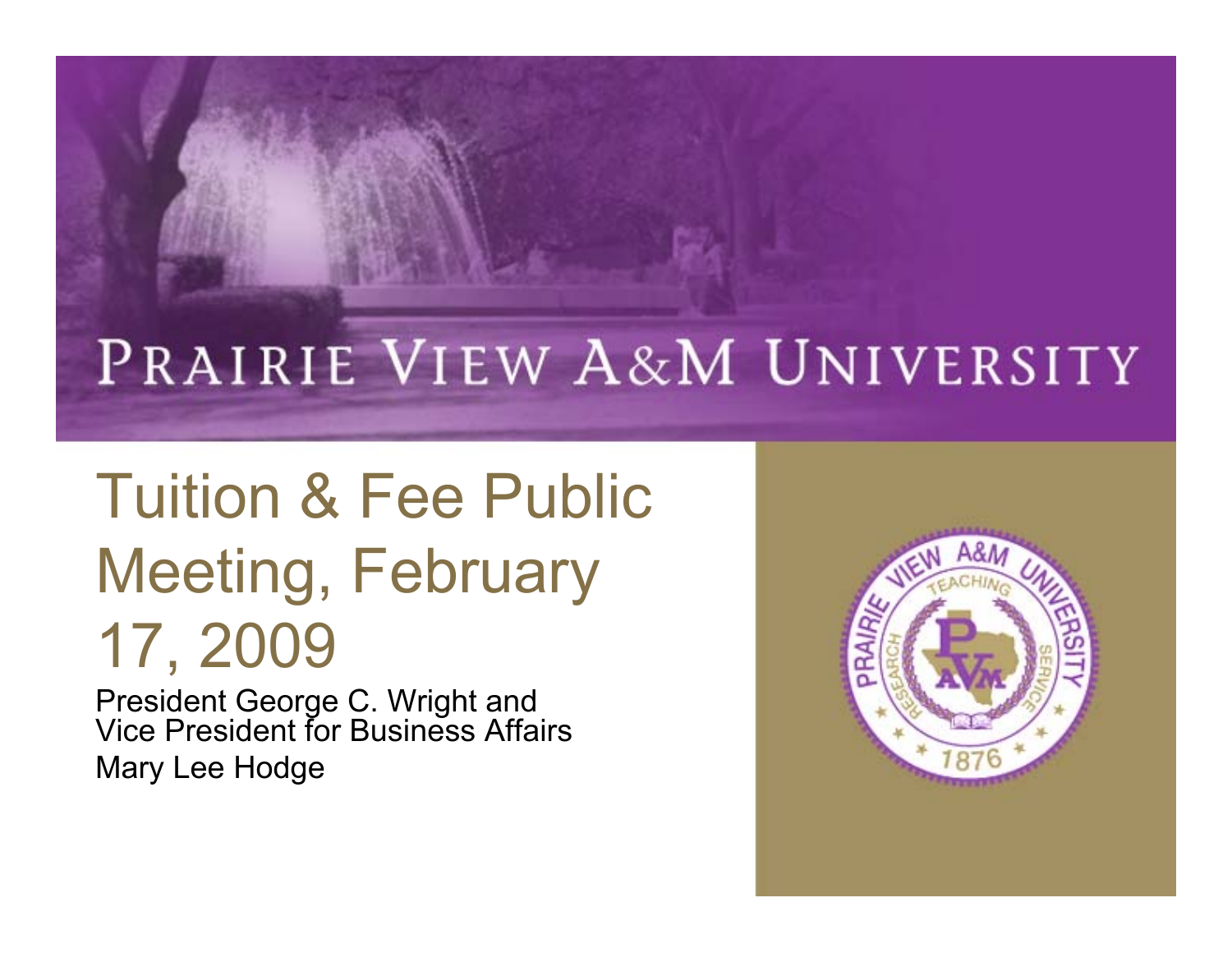# Prairie View A&M University

## Tuition & Fee Public Meeting, February 17, 2009

President George C. Wright and
Vice President for Business Affairs
Mary Lee Hodge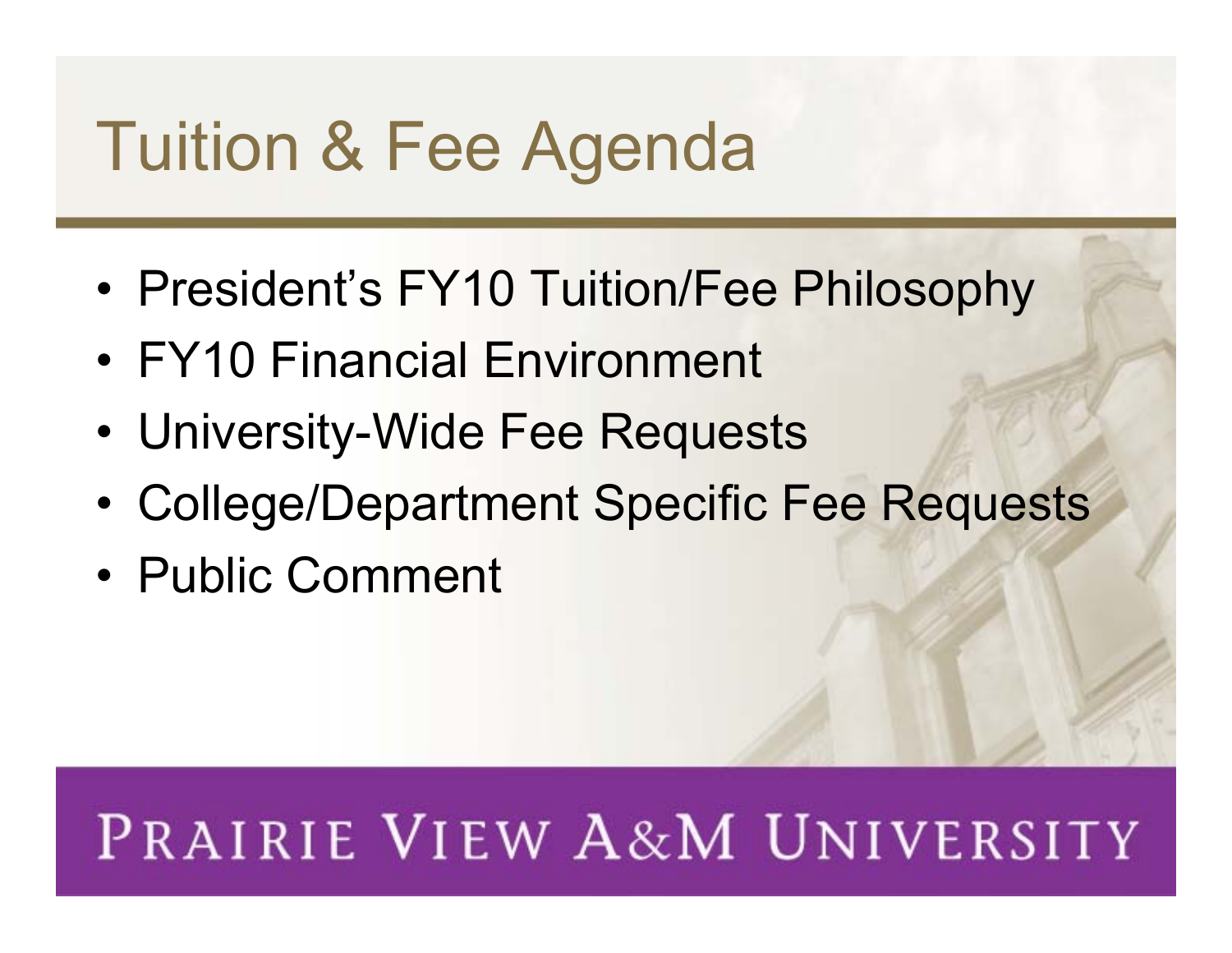# Tuition & Fee Agenda

- President's FY10 Tuition/Fee Philosophy
- FY10 Financial Environment
- University-Wide Fee Requests
- College/Department Specific Fee Requests
- Public Comment

PRAIRIE VIEW A&M UNIVERSITY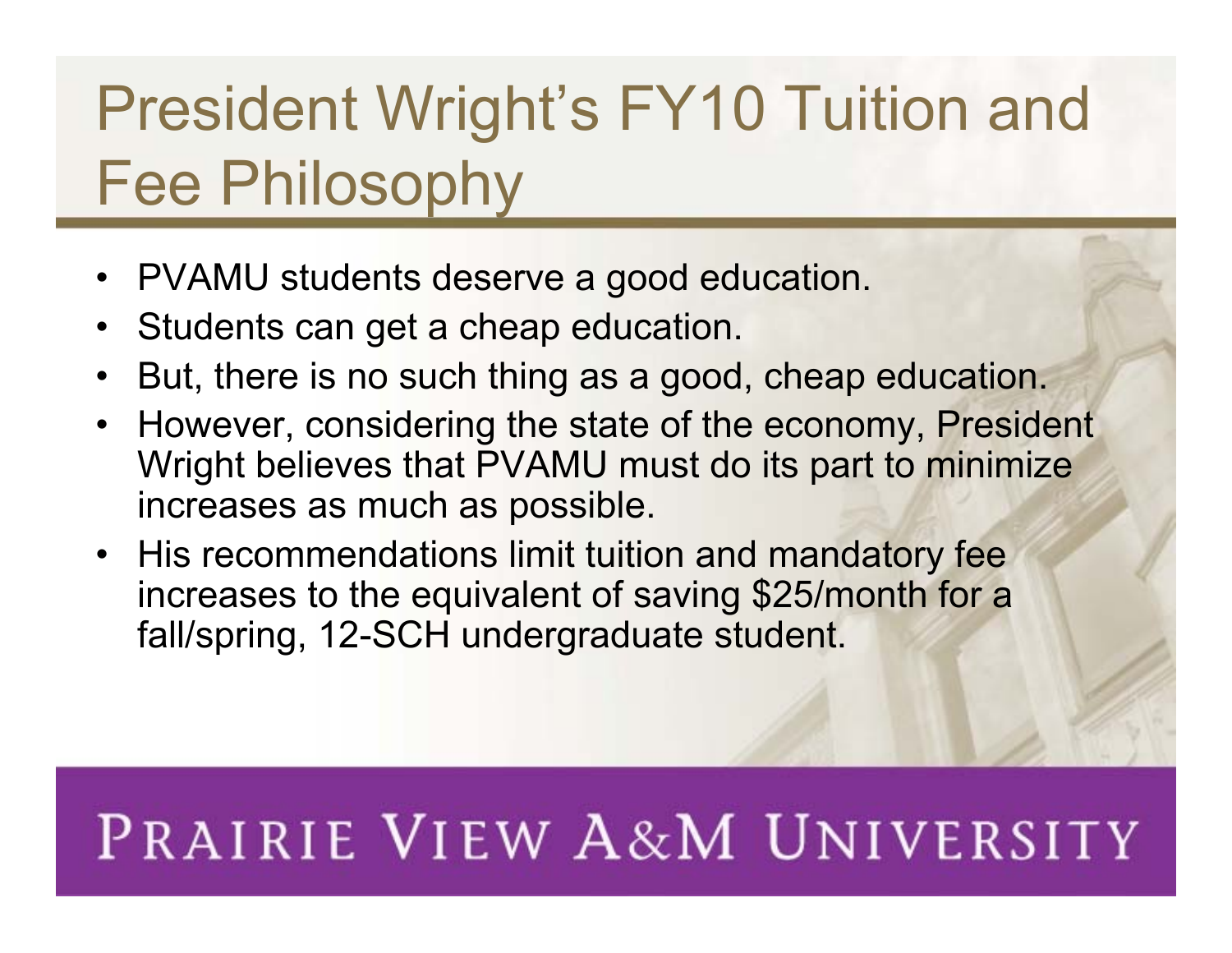# President Wright's FY10 Tuition and Fee Philosophy

- PVAMU students deserve a good education.
- Students can get a cheap education.
- But, there is no such thing as a good, cheap education.
- However, considering the state of the economy, President Wright believes that PVAMU must do its part to minimize increases as much as possible.
- His recommendations limit tuition and mandatory fee increases to the equivalent of saving $25/month for a fall/spring, 12-SCH undergraduate student.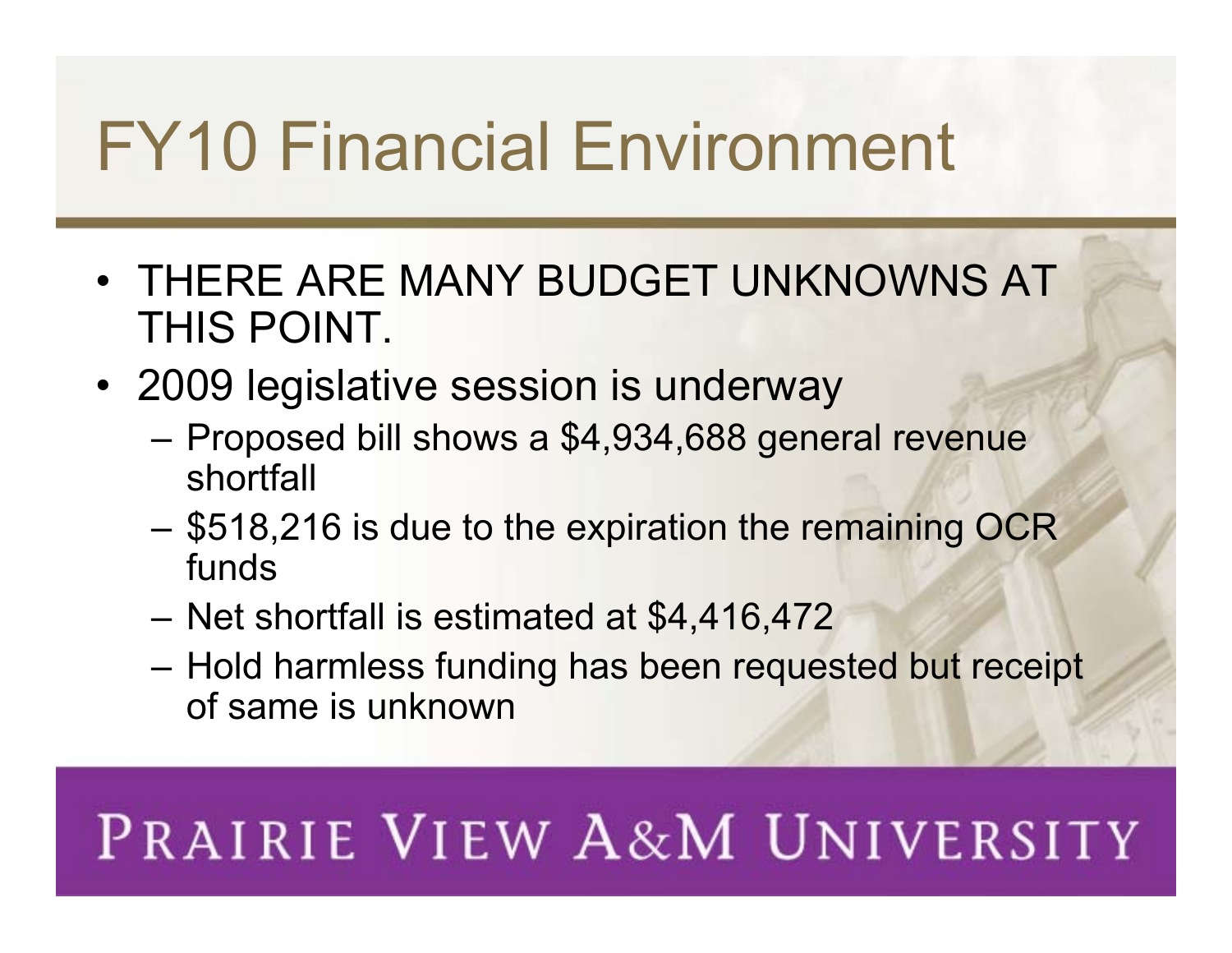# FY10 Financial Environment

- THERE ARE MANY BUDGET UNKNOWNS AT THIS POINT.
- 2009 legislative session is underway
  - Proposed bill shows a $4,934,688 general revenue shortfall
  - $518,216 is due to the expiration the remaining OCR funds
  - Net shortfall is estimated at $4,416,472
  - Hold harmless funding has been requested but receipt of same is unknown

PRAIRIE VIEW A&M UNIVERSITY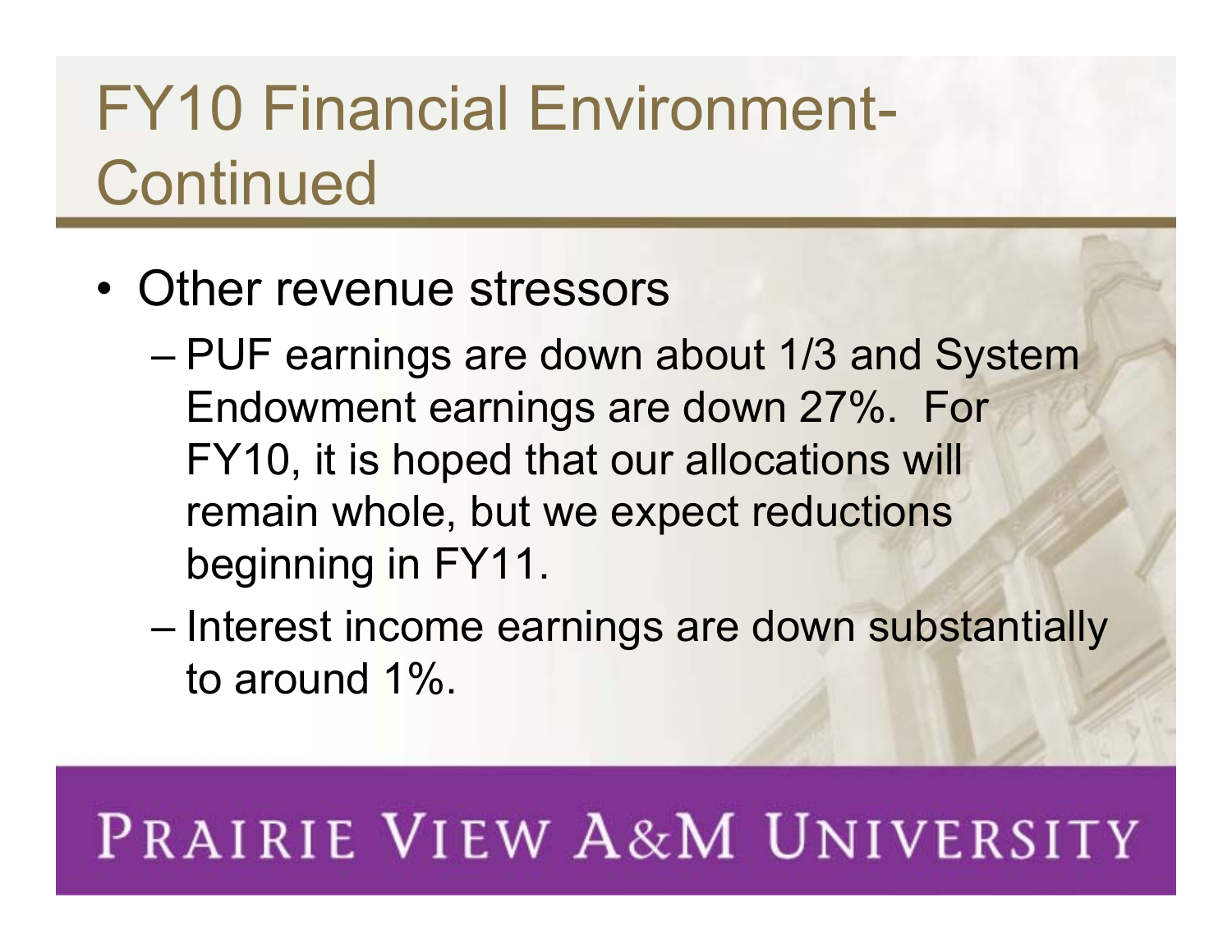# FY10 Financial Environment-Continued

- Other revenue stressors
  - PUF earnings are down about 1/3 and System Endowment earnings are down 27%. For FY10, it is hoped that our allocations will remain whole, but we expect reductions beginning in FY11.
  - Interest income earnings are down substantially to around 1%.

PRAIRIE VIEW A&M UNIVERSITY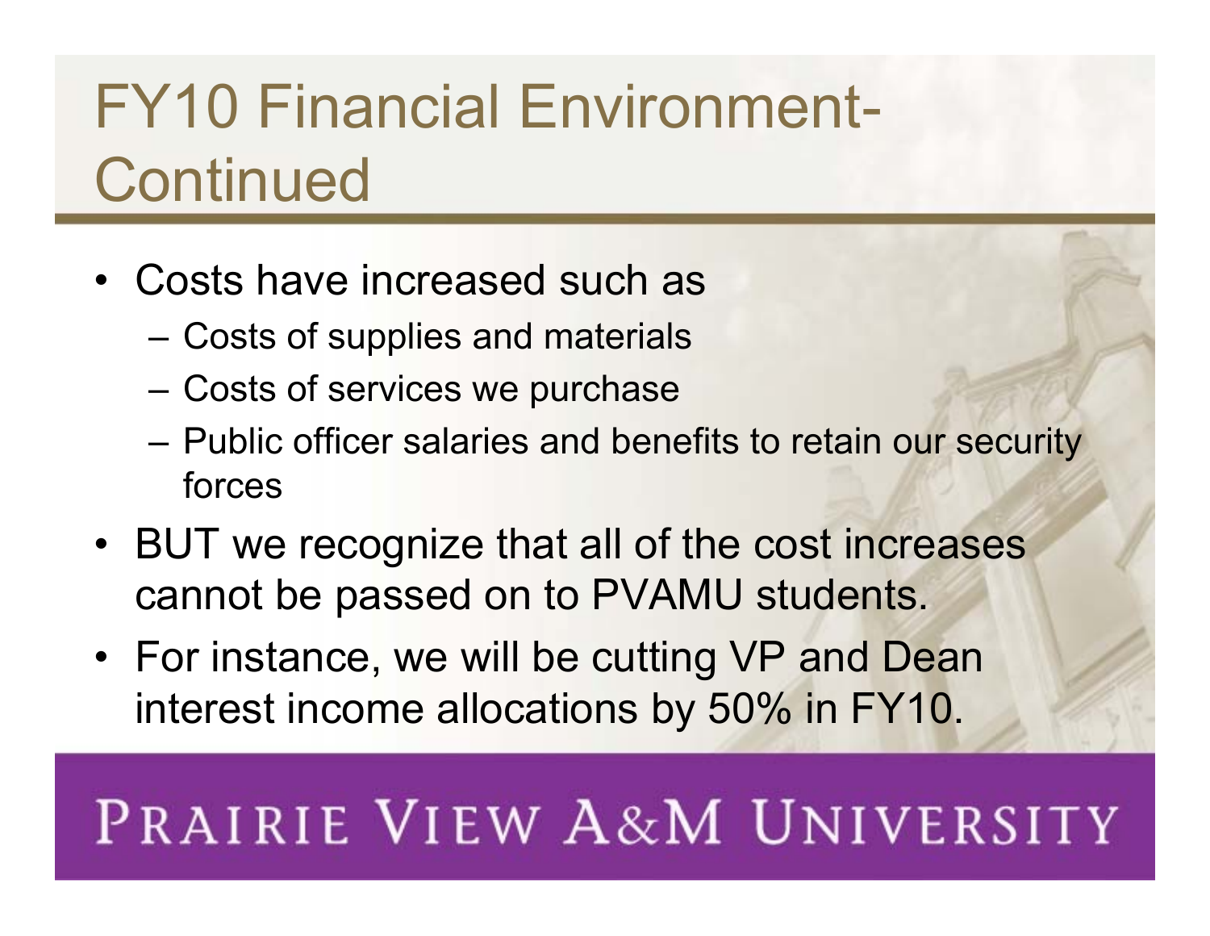# FY10 Financial Environment- Continued

- Costs have increased such as
  - Costs of supplies and materials
  - Costs of services we purchase
  - Public officer salaries and benefits to retain our security forces
- BUT we recognize that all of the cost increases cannot be passed on to PVAMU students.
- For instance, we will be cutting VP and Dean interest income allocations by 50% in FY10.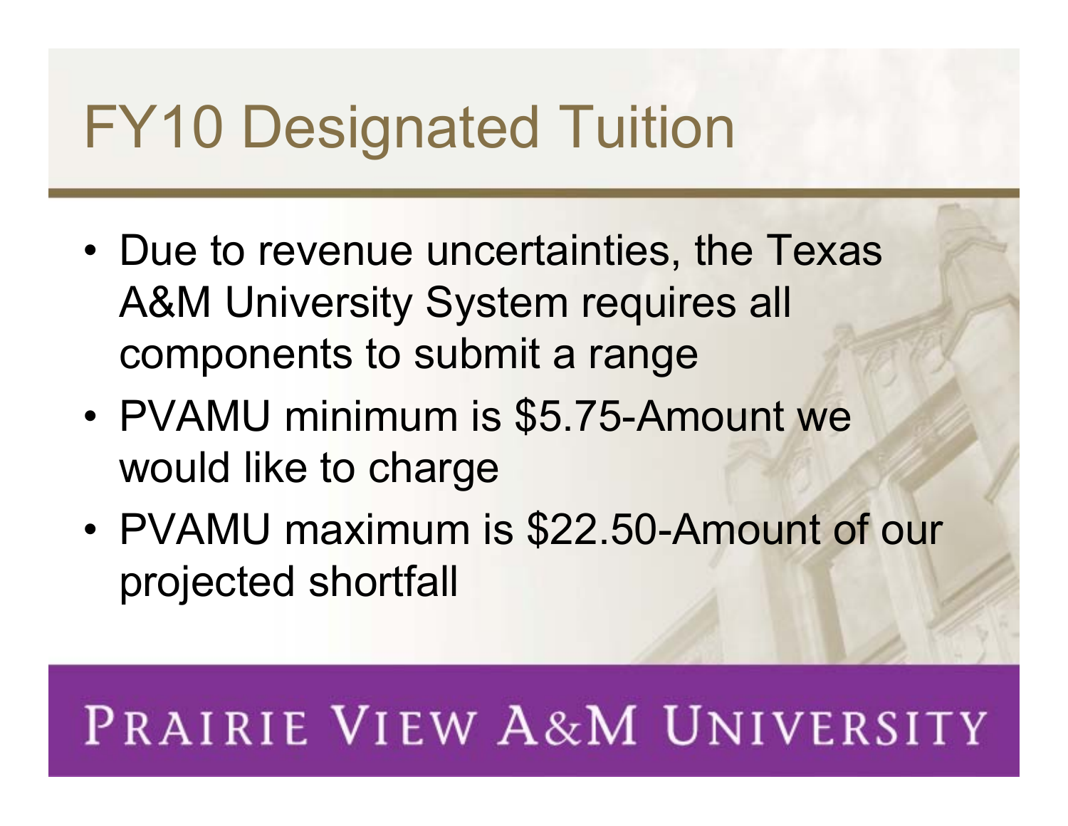# FY10 Designated Tuition

- Due to revenue uncertainties, the Texas A&M University System requires all components to submit a range
- PVAMU minimum is $5.75-Amount we would like to charge
- PVAMU maximum is $22.50-Amount of our projected shortfall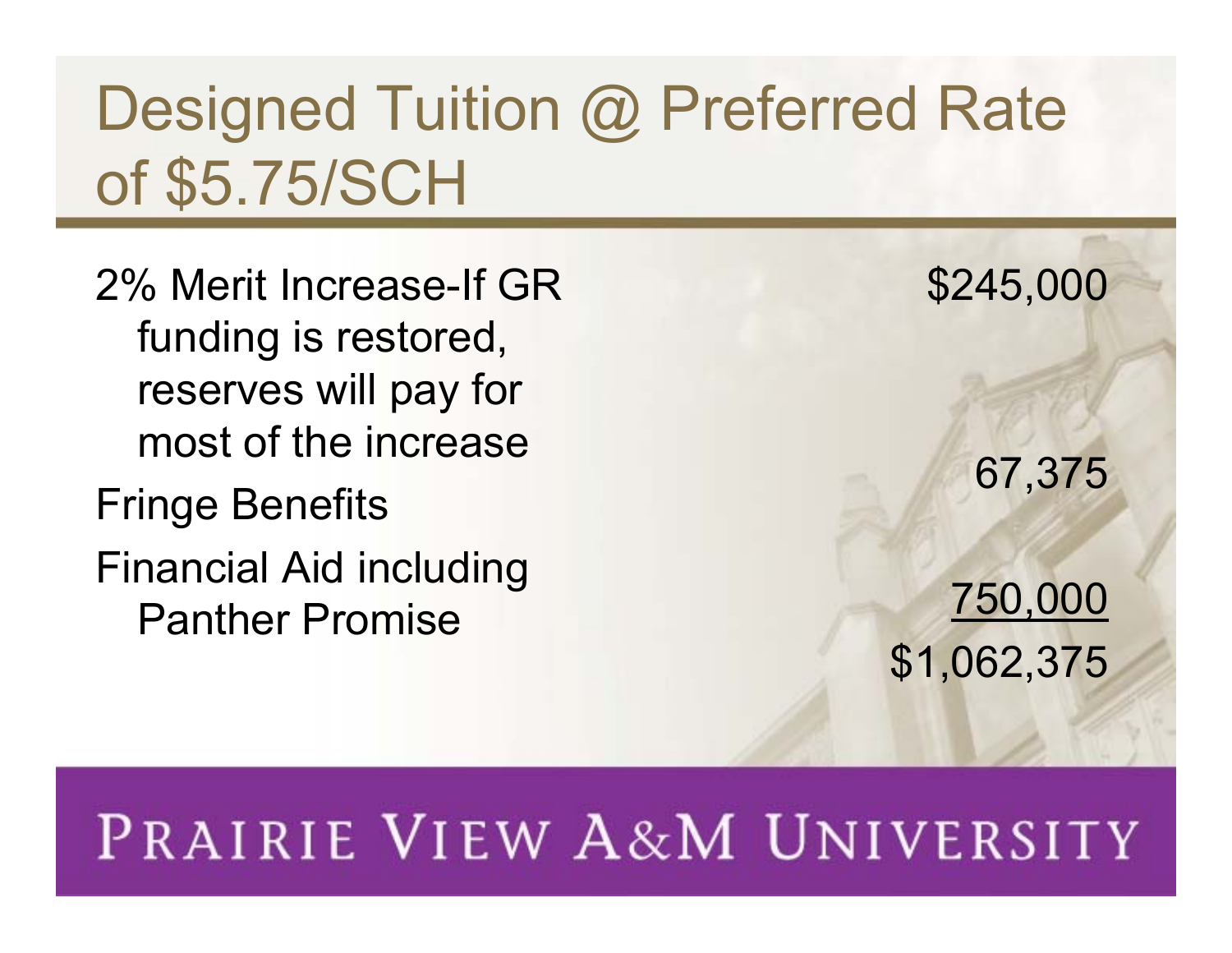# Designed Tuition @ Preferred Rate of $5.75/SCH

| | |
|---|---|
| 2% Merit Increase-If GR funding is restored, reserves will pay for most of the increase | $245,000 |
| Fringe Benefits | 67,375 |
| Financial Aid including Panther Promise | 750,000 |
| | $1,062,375 |

PRAIRIE VIEW A&M UNIVERSITY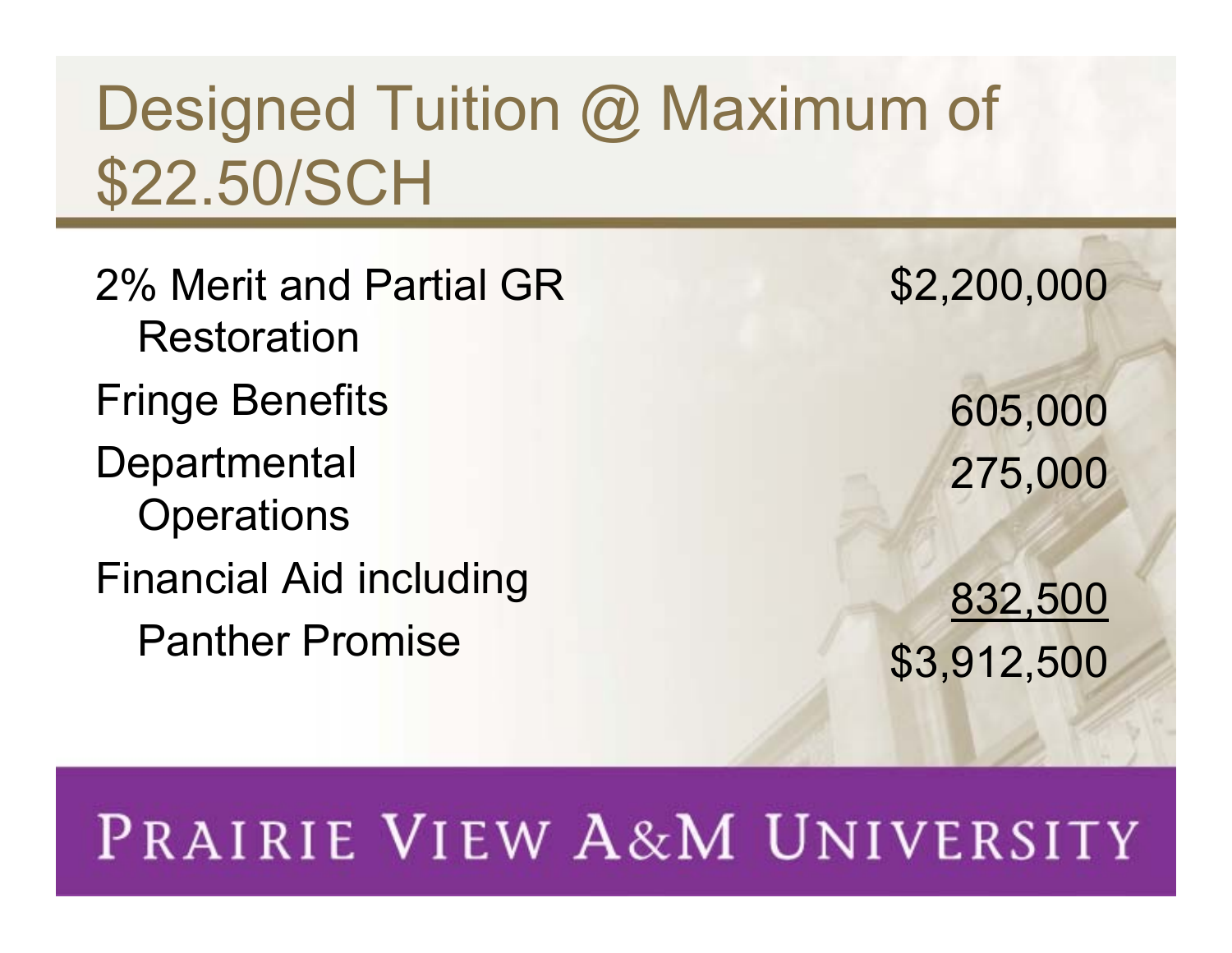# Designed Tuition @ Maximum of $22.50/SCH

| Item | Amount |
| --- | --- |
| 2% Merit and Partial GR Restoration | $2,200,000 |
| Fringe Benefits | 605,000 |
| Departmental Operations | 275,000 |
| Financial Aid including Panther Promise | 832,500 |
| | $3,912,500 |

PRAIRIE VIEW A&M UNIVERSITY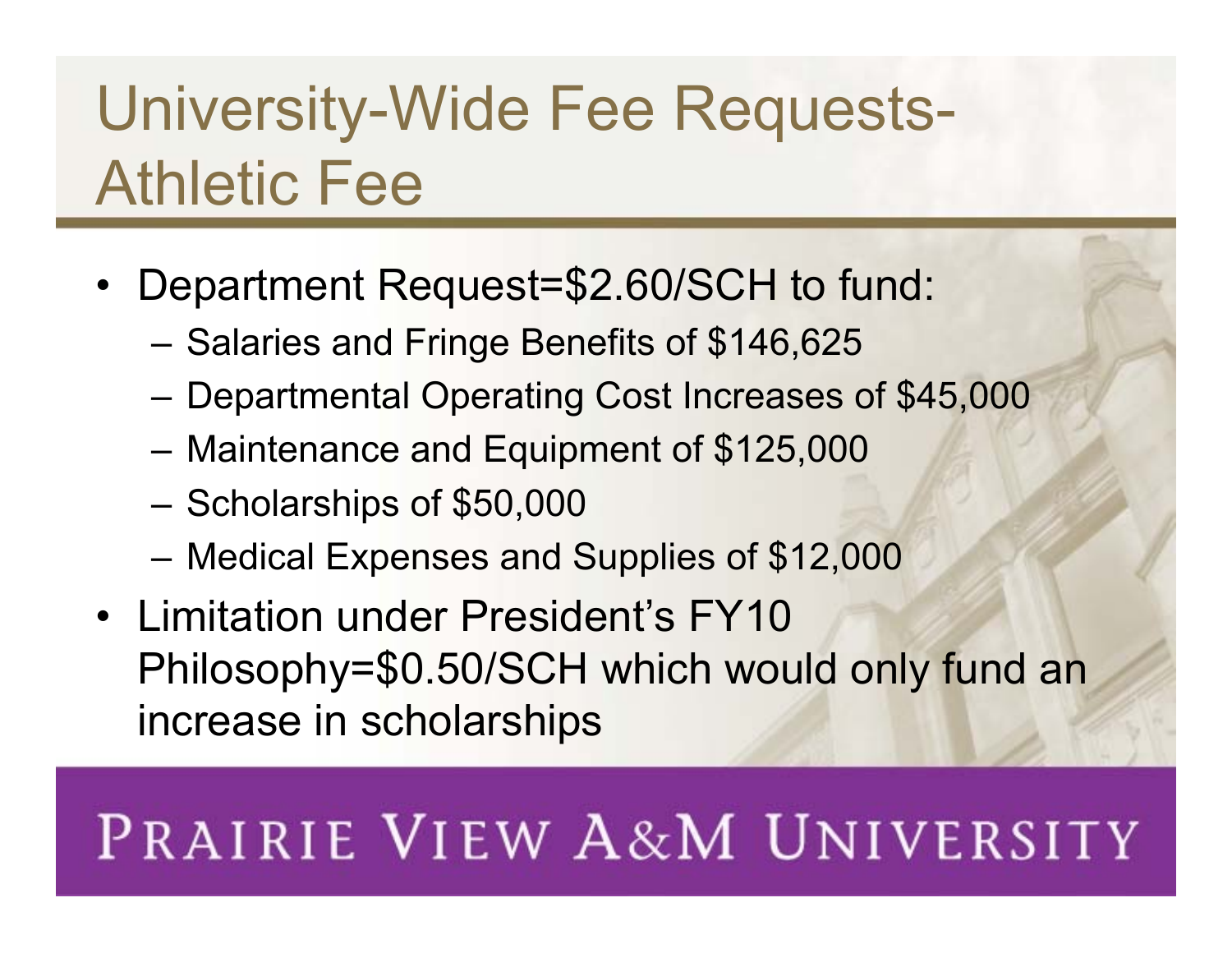# University-Wide Fee Requests-Athletic Fee

- Department Request=$2.60/SCH to fund:
  - Salaries and Fringe Benefits of $146,625
  - Departmental Operating Cost Increases of $45,000
  - Maintenance and Equipment of $125,000
  - Scholarships of $50,000
  - Medical Expenses and Supplies of $12,000
- Limitation under President's FY10 Philosophy=$0.50/SCH which would only fund an increase in scholarships

PRAIRIE VIEW A&M UNIVERSITY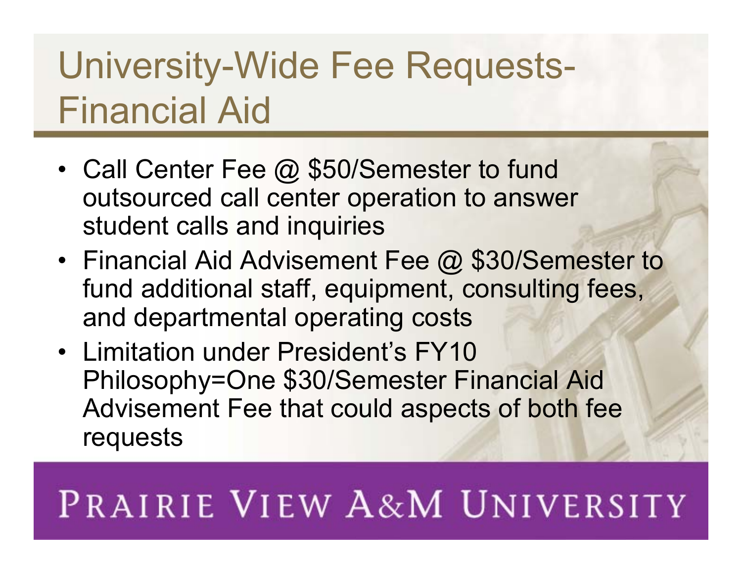# University-Wide Fee Requests-Financial Aid

- Call Center Fee @ $50/Semester to fund outsourced call center operation to answer student calls and inquiries
- Financial Aid Advisement Fee @ $30/Semester to fund additional staff, equipment, consulting fees, and departmental operating costs
- Limitation under President's FY10 Philosophy=One $30/Semester Financial Aid Advisement Fee that could aspects of both fee requests

PRAIRIE VIEW A&M UNIVERSITY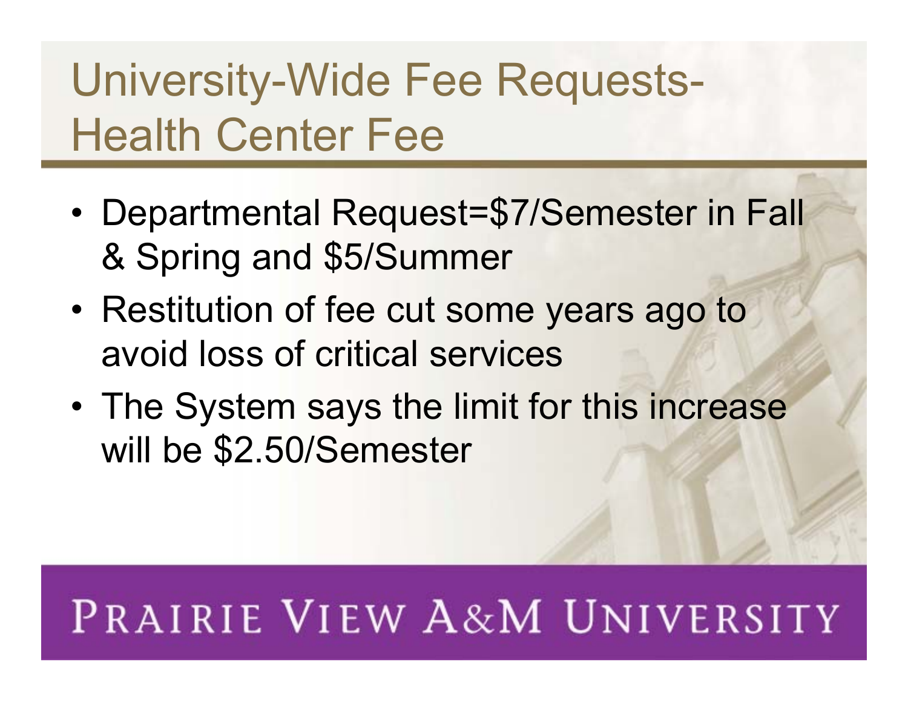# University-Wide Fee Requests-Health Center Fee

- Departmental Request=$7/Semester in Fall & Spring and $5/Summer
- Restitution of fee cut some years ago to avoid loss of critical services
- The System says the limit for this increase will be $2.50/Semester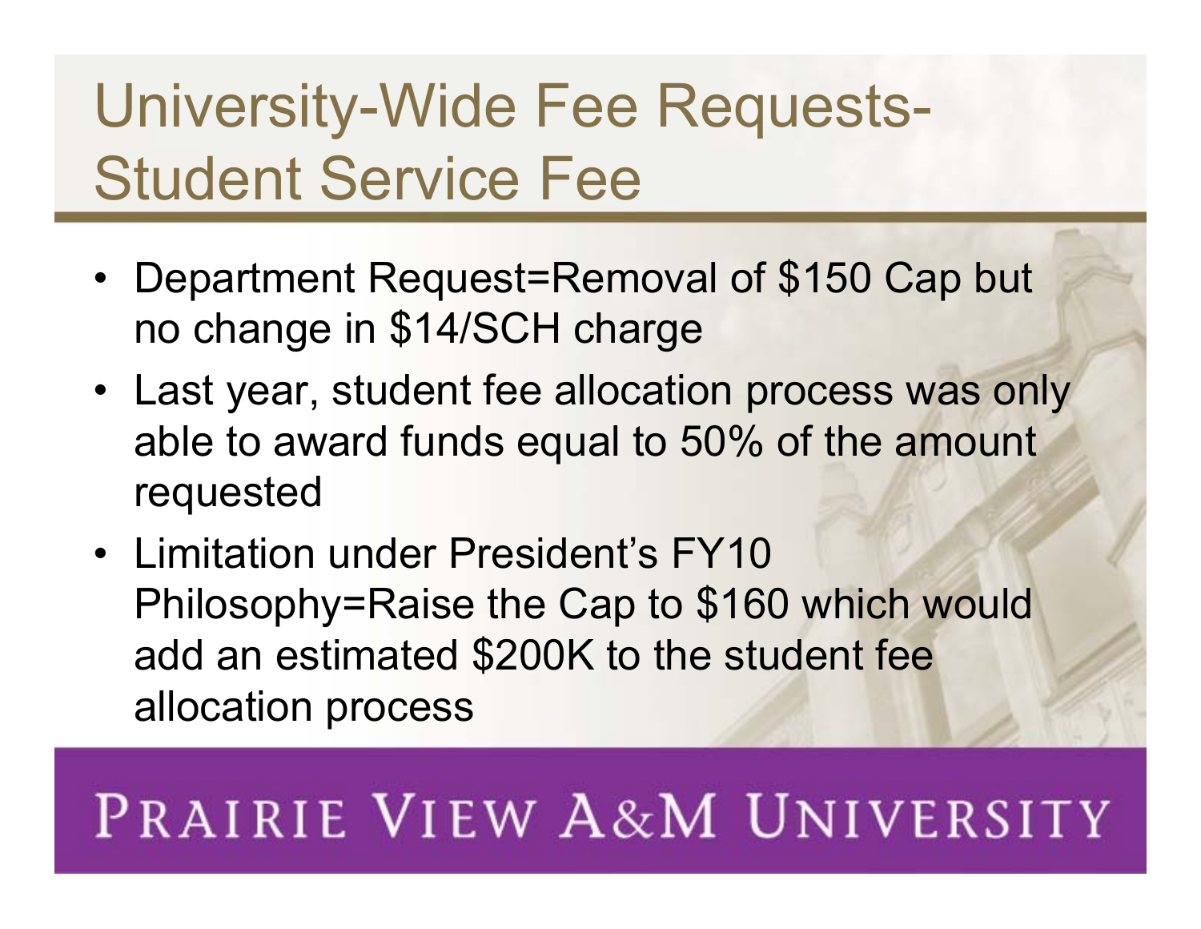# University-Wide Fee Requests-Student Service Fee

- Department Request=Removal of $150 Cap but no change in $14/SCH charge
- Last year, student fee allocation process was only able to award funds equal to 50% of the amount requested
- Limitation under President's FY10 Philosophy=Raise the Cap to $160 which would add an estimated $200K to the student fee allocation process

PRAIRIE VIEW A&M UNIVERSITY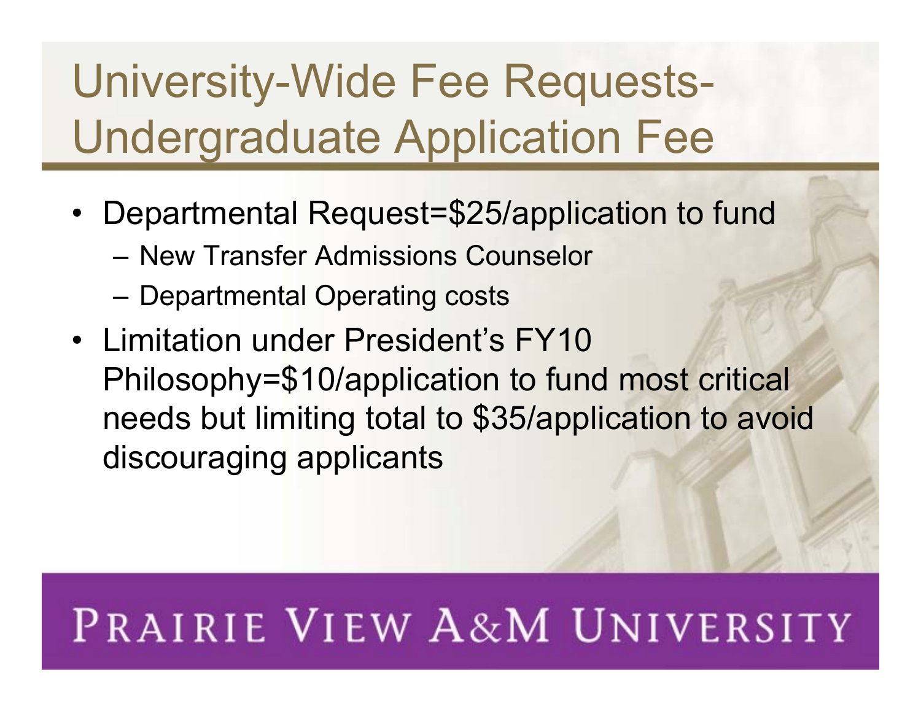# University-Wide Fee Requests- Undergraduate Application Fee

- Departmental Request=$25/application to fund
  - New Transfer Admissions Counselor
  - Departmental Operating costs
- Limitation under President's FY10 Philosophy=$10/application to fund most critical needs but limiting total to $35/application to avoid discouraging applicants

PRAIRIE VIEW A&M UNIVERSITY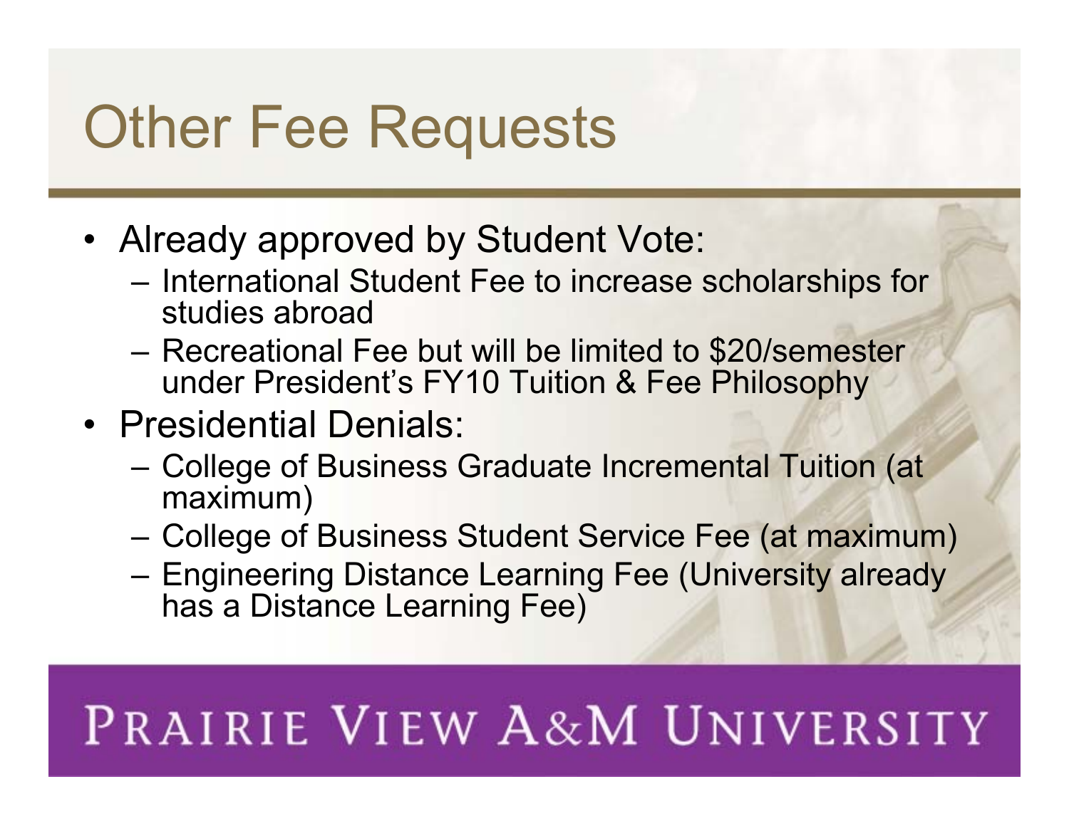# Other Fee Requests

- Already approved by Student Vote:
  - International Student Fee to increase scholarships for studies abroad
  - Recreational Fee but will be limited to $20/semester under President's FY10 Tuition & Fee Philosophy
- Presidential Denials:
  - College of Business Graduate Incremental Tuition (at maximum)
  - College of Business Student Service Fee (at maximum)
  - Engineering Distance Learning Fee (University already has a Distance Learning Fee)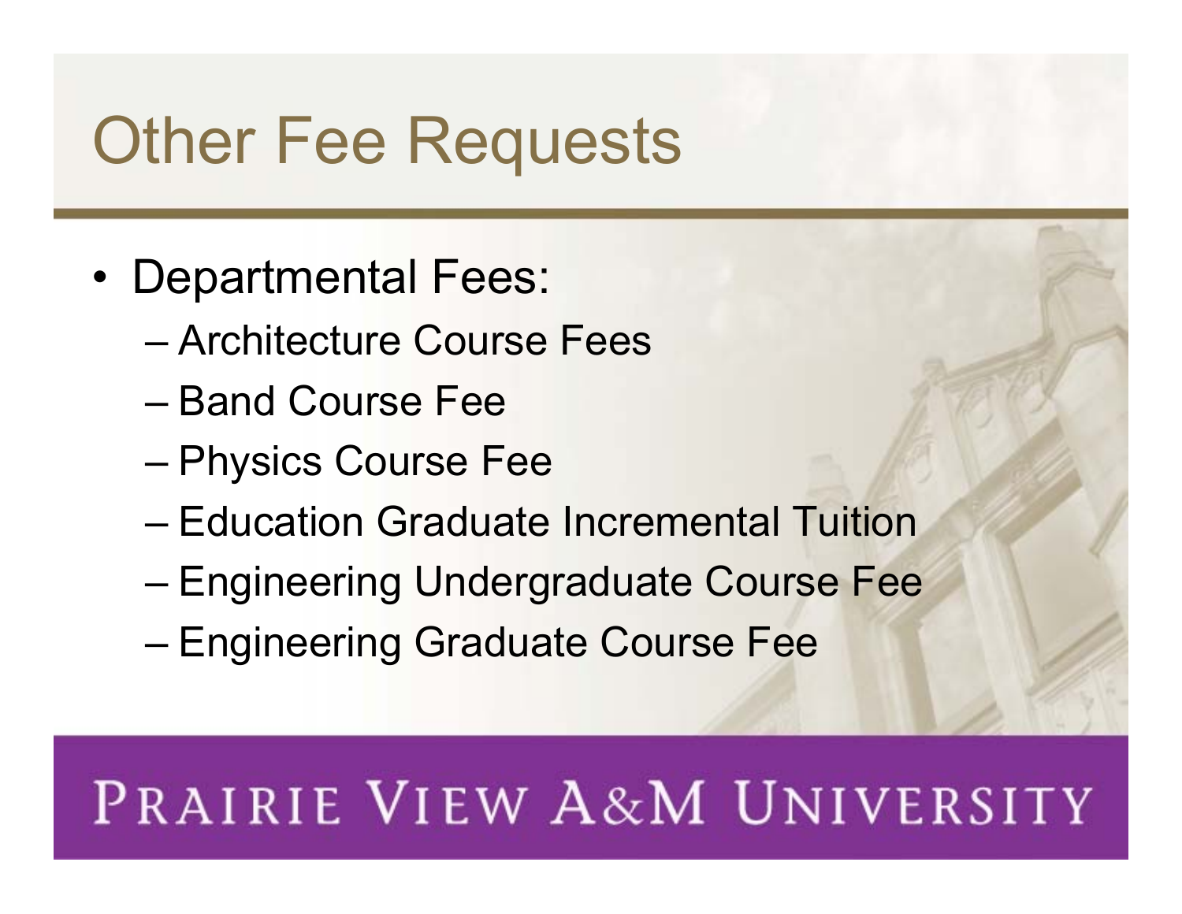# Other Fee Requests

- Departmental Fees:
  - Architecture Course Fees
  - Band Course Fee
  - Physics Course Fee
  - Education Graduate Incremental Tuition
  - Engineering Undergraduate Course Fee
  - Engineering Graduate Course Fee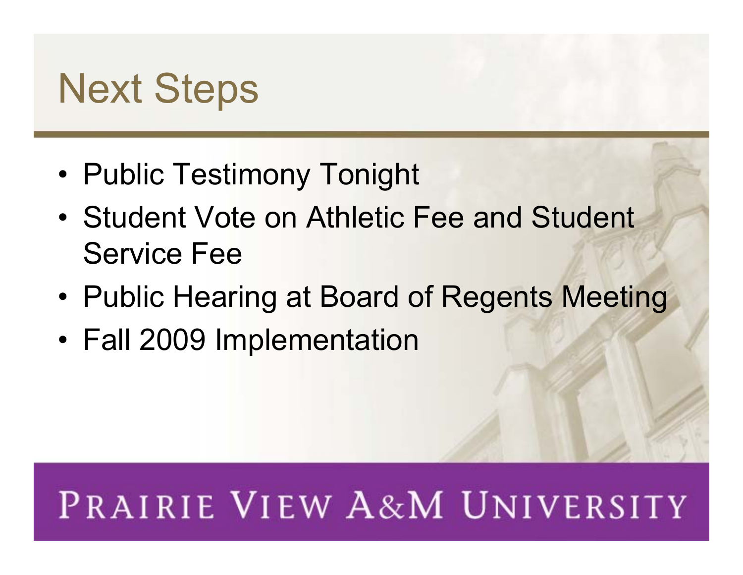# Next Steps

- Public Testimony Tonight
- Student Vote on Athletic Fee and Student Service Fee
- Public Hearing at Board of Regents Meeting
- Fall 2009 Implementation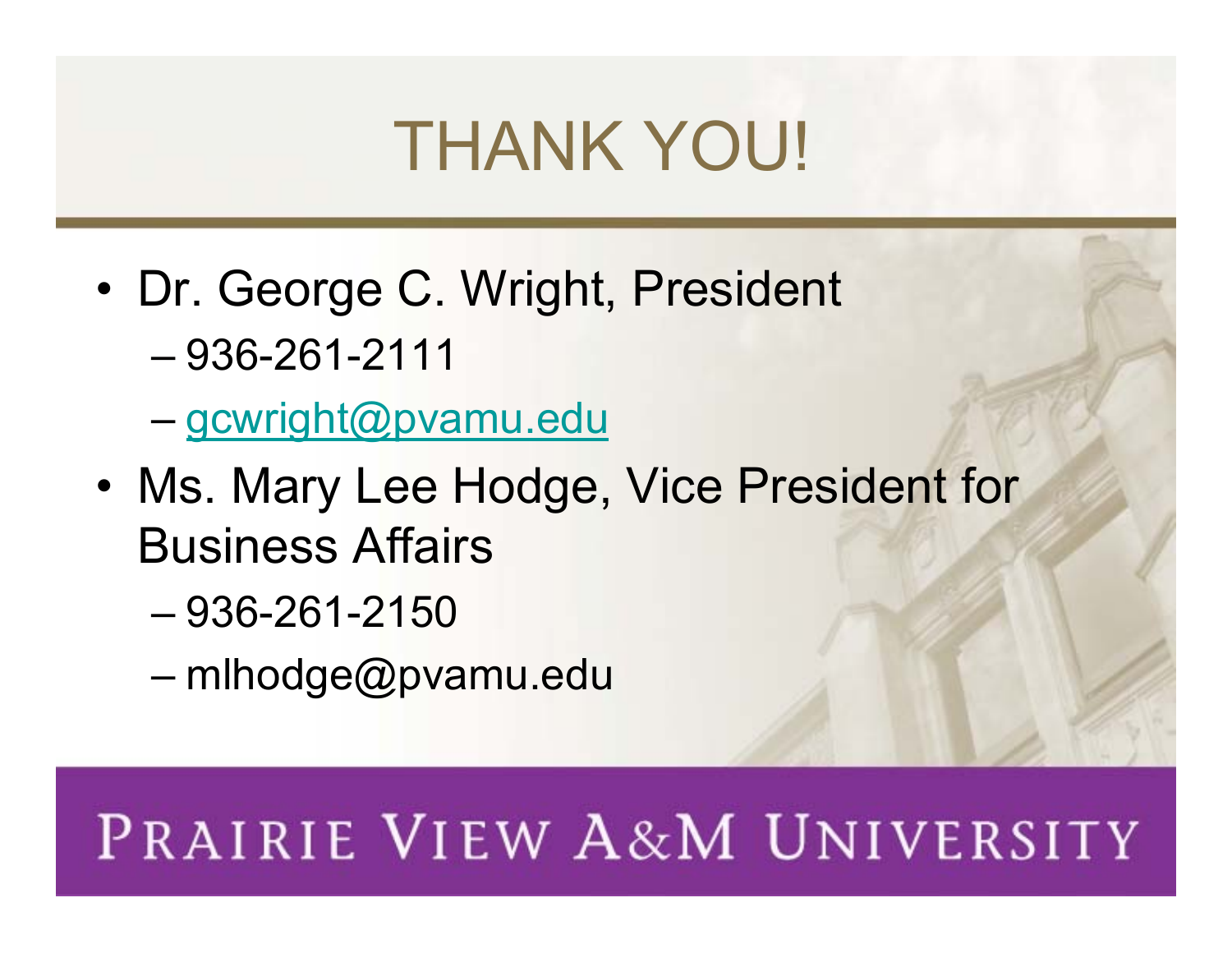# THANK YOU!

- Dr. George C. Wright, President
  - 936-261-2111
  - gcwright@pvamu.edu
- Ms. Mary Lee Hodge, Vice President for Business Affairs
  - 936-261-2150
  - mlhodge@pvamu.edu

PRAIRIE VIEW A&M UNIVERSITY